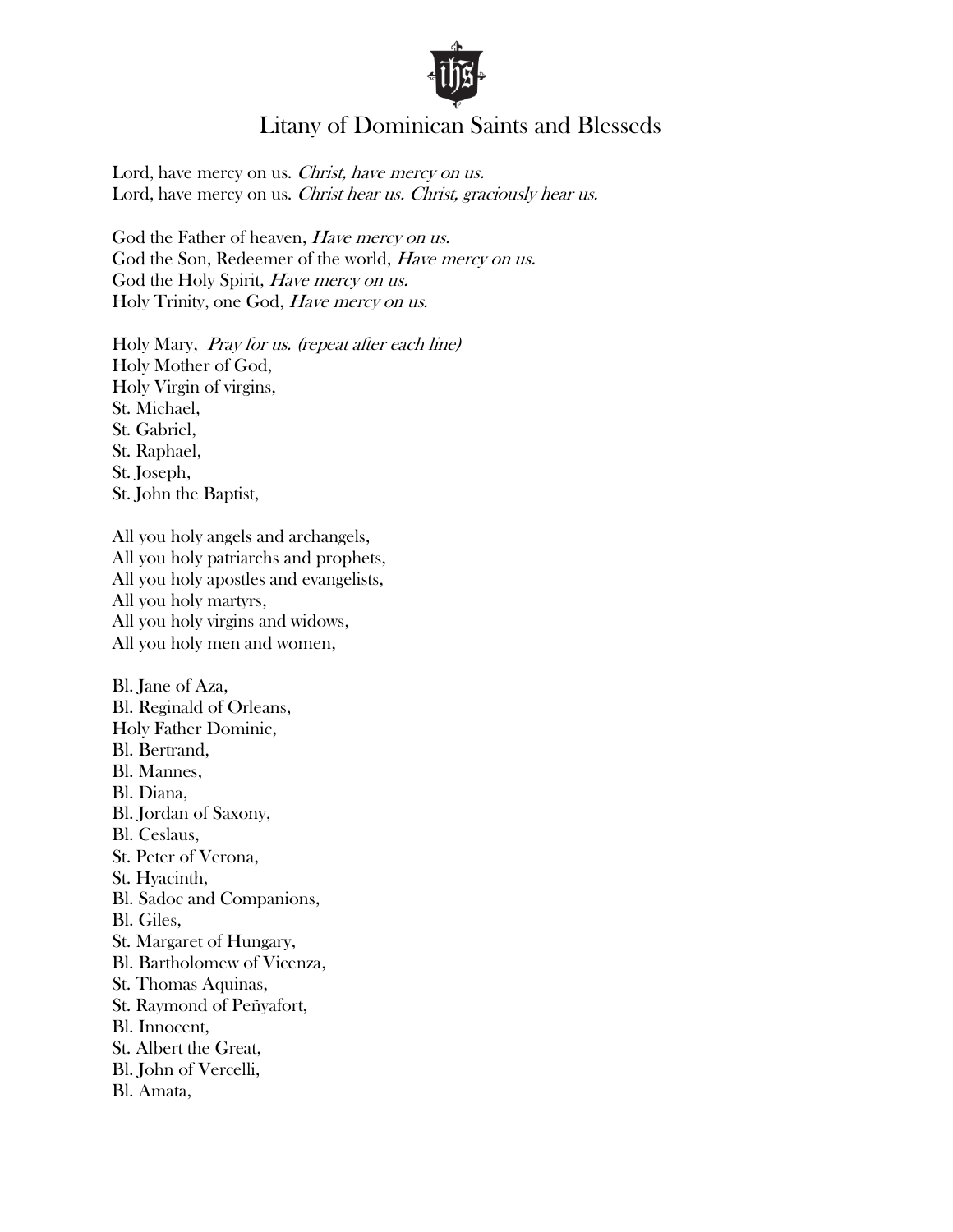# Litany of Dominican Saints and Blesseds

Lord, have mercy on us. *Christ, have mercy on us.*
Lord, have mercy on us. *Christ hear us. Christ, graciously hear us.*

God the Father of heaven, *Have mercy on us.*
God the Son, Redeemer of the world, *Have mercy on us.*
God the Holy Spirit, *Have mercy on us.*
Holy Trinity, one God, *Have mercy on us.*

Holy Mary, *Pray for us. (repeat after each line)*
Holy Mother of God,
Holy Virgin of virgins,
St. Michael,
St. Gabriel,
St. Raphael,
St. Joseph,
St. John the Baptist,

All you holy angels and archangels,
All you holy patriarchs and prophets,
All you holy apostles and evangelists,
All you holy martyrs,
All you holy virgins and widows,
All you holy men and women,

Bl. Jane of Aza,
Bl. Reginald of Orleans,
Holy Father Dominic,
Bl. Bertrand,
Bl. Mannes,
Bl. Diana,
Bl. Jordan of Saxony,
Bl. Ceslaus,
St. Peter of Verona,
St. Hyacinth,
Bl. Sadoc and Companions,
Bl. Giles,
St. Margaret of Hungary,
Bl. Bartholomew of Vicenza,
St. Thomas Aquinas,
St. Raymond of Peñyafort,
Bl. Innocent,
St. Albert the Great,
Bl. John of Vercelli,
Bl. Amata,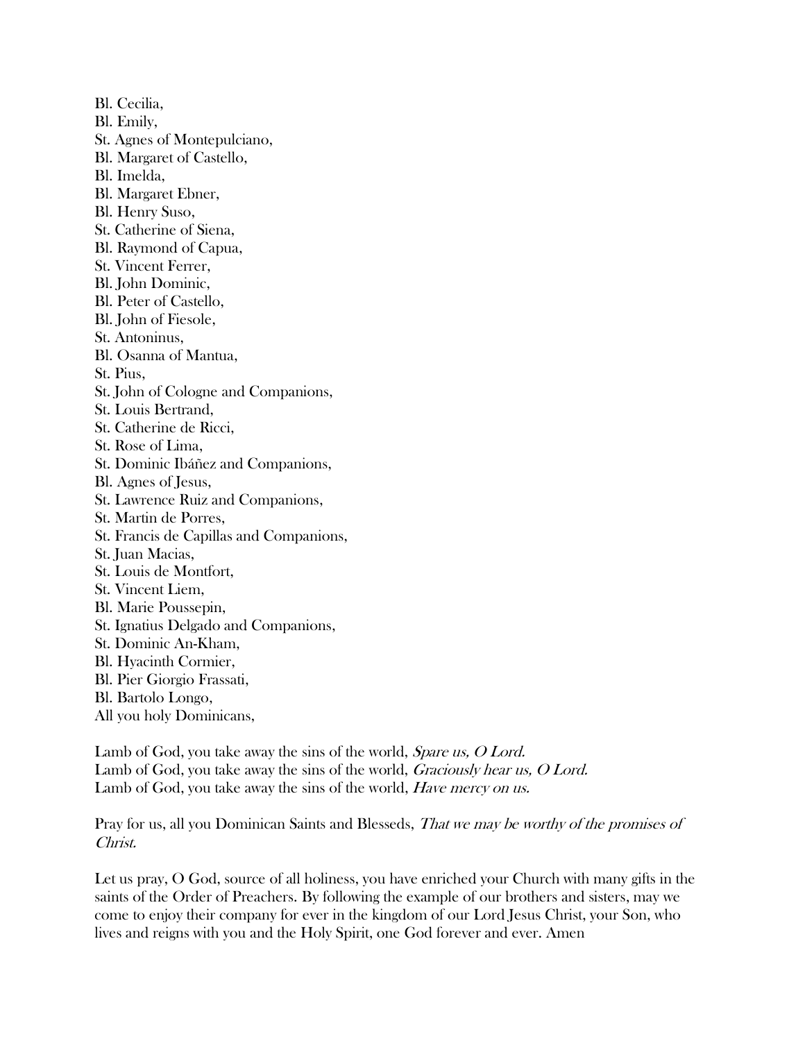Bl. Cecilia,
Bl. Emily,
St. Agnes of Montepulciano,
Bl. Margaret of Castello,
Bl. Imelda,
Bl. Margaret Ebner,
Bl. Henry Suso,
St. Catherine of Siena,
Bl. Raymond of Capua,
St. Vincent Ferrer,
Bl. John Dominic,
Bl. Peter of Castello,
Bl. John of Fiesole,
St. Antoninus,
Bl. Osanna of Mantua,
St. Pius,
St. John of Cologne and Companions,
St. Louis Bertrand,
St. Catherine de Ricci,
St. Rose of Lima,
St. Dominic Ibáñez and Companions,
Bl. Agnes of Jesus,
St. Lawrence Ruiz and Companions,
St. Martin de Porres,
St. Francis de Capillas and Companions,
St. Juan Macias,
St. Louis de Montfort,
St. Vincent Liem,
Bl. Marie Poussepin,
St. Ignatius Delgado and Companions,
St. Dominic An-Kham,
Bl. Hyacinth Cormier,
Bl. Pier Giorgio Frassati,
Bl. Bartolo Longo,
All you holy Dominicans,

Lamb of God, you take away the sins of the world, *Spare us, O Lord.*
Lamb of God, you take away the sins of the world, *Graciously hear us, O Lord.*
Lamb of God, you take away the sins of the world, *Have mercy on us.*

Pray for us, all you Dominican Saints and Blesseds, *That we may be worthy of the promises of Christ.*

Let us pray, O God, source of all holiness, you have enriched your Church with many gifts in the saints of the Order of Preachers. By following the example of our brothers and sisters, may we come to enjoy their company for ever in the kingdom of our Lord Jesus Christ, your Son, who lives and reigns with you and the Holy Spirit, one God forever and ever. Amen